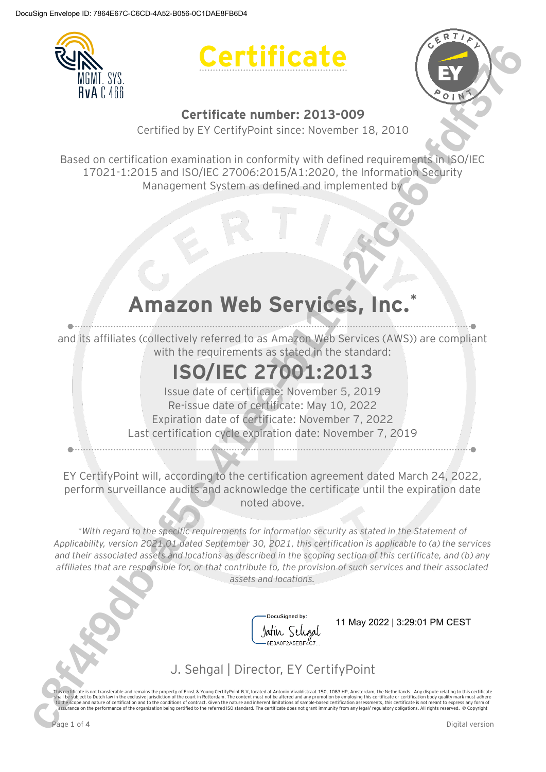DocuSign Envelope ID: 7864E67C-C6CD-4A52-B056-0C1DAE8FB6D4

# Certificate

**Certificate number: 2013-009**

Certified by EY CertifyPoint since: November 18, 2010

Based on certification examination in conformity with defined requirements in ISO/IEC 17021-1:2015 and ISO/IEC 27006:2015/A1:2020, the Information Security Management System as defined and implemented by

## Amazon Web Services, Inc.*

and its affiliates (collectively referred to as Amazon Web Services (AWS)) are compliant with the requirements as stated in the standard:

## ISO/IEC 27001:2013

Issue date of certificate: November 5, 2019
Re-issue date of certificate: May 10, 2022
Expiration date of certificate: November 7, 2022
Last certification cycle expiration date: November 7, 2019

EY CertifyPoint will, according to the certification agreement dated March 24, 2022, perform surveillance audits and acknowledge the certificate until the expiration date noted above.

*\*With regard to the specific requirements for information security as stated in the Statement of Applicability, version 2021.01 dated September 30, 2021, this certification is applicable to (a) the services and their associated assets and locations as described in the scoping section of this certificate, and (b) any affiliates that are responsible for, or that contribute to, the provision of such services and their associated assets and locations.*

DocuSigned by:
Jatin Sehgal
6E3A0F2A5EBF4C7...

11 May 2022 | 3:29:01 PM CEST

J. Sehgal | Director, EY CertifyPoint

This certificate is not transferable and remains the property of Ernst & Young CertifyPoint B.V, located at Antonio Vivaldistraat 150, 1083 HP, Amsterdam, the Netherlands. Any dispute relating to this certificate shall be subject to Dutch law in the exclusive jurisdiction of the court in Rotterdam. The content must not be altered and any promotion by employing this certificate or certification body quality mark must adhere to the scope and nature of certification and to the conditions of contract. Given the nature and inherent limitations of sample-based certification assessments, this certificate is not meant to express any form of assurance on the performance of the organization being certified to the referred ISO standard. The certificate does not grant immunity from any legal/ regulatory obligations. All rights reserved. © Copyright

Digital version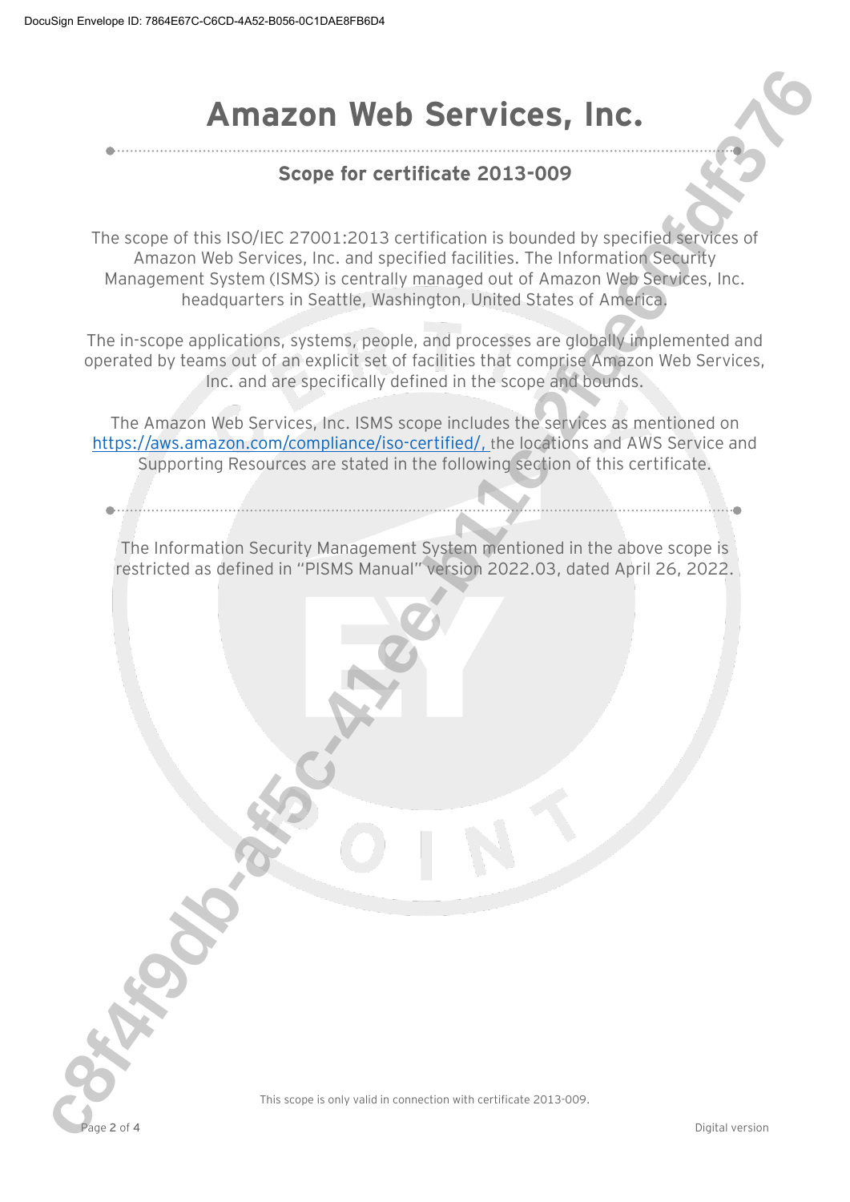# Amazon Web Services, Inc.

## Scope for certificate 2013-009

The scope of this ISO/IEC 27001:2013 certification is bounded by specified services of Amazon Web Services, Inc. and specified facilities. The Information Security Management System (ISMS) is centrally managed out of Amazon Web Services, Inc. headquarters in Seattle, Washington, United States of America.

The in-scope applications, systems, people, and processes are globally implemented and operated by teams out of an explicit set of facilities that comprise Amazon Web Services, Inc. and are specifically defined in the scope and bounds.

The Amazon Web Services, Inc. ISMS scope includes the services as mentioned on https://aws.amazon.com/compliance/iso-certified/, the locations and AWS Service and Supporting Resources are stated in the following section of this certificate.

The Information Security Management System mentioned in the above scope is restricted as defined in "PISMS Manual" version 2022.03, dated April 26, 2022.

This scope is only valid in connection with certificate 2013-009.

Digital version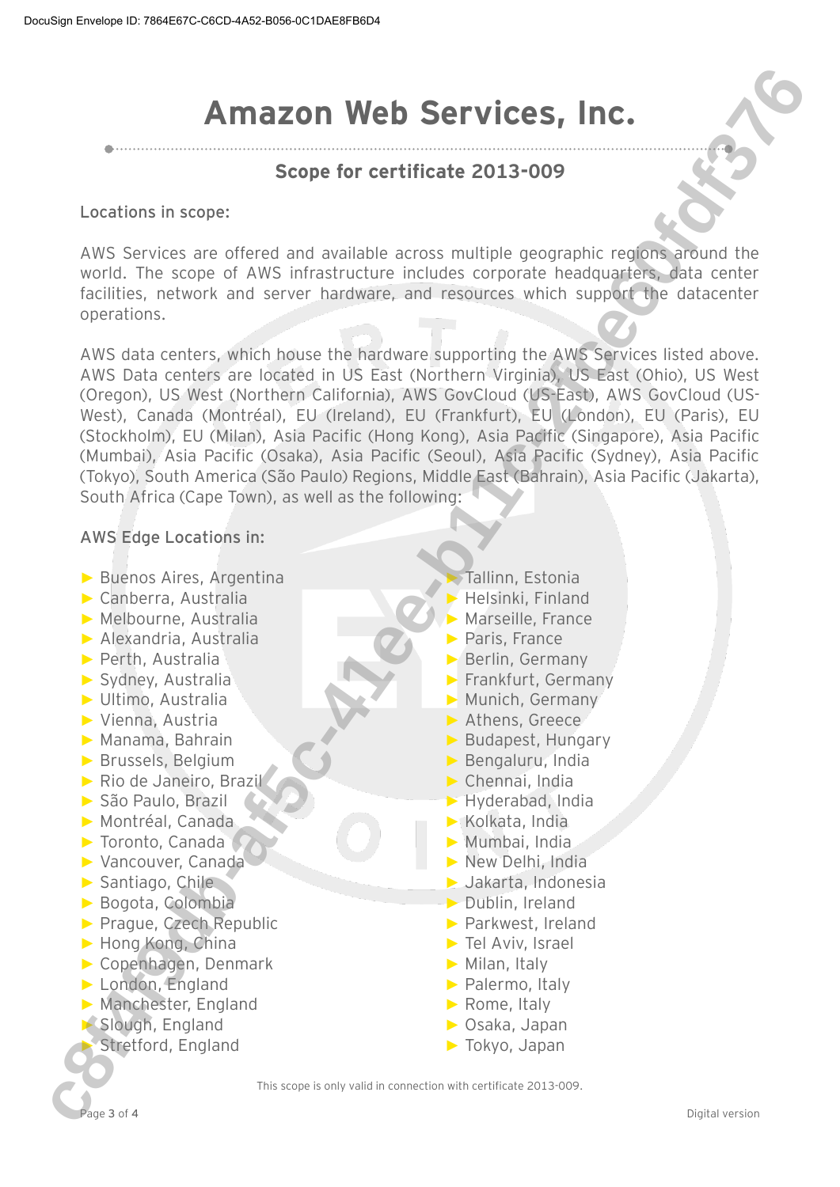# Amazon Web Services, Inc.

## Scope for certificate 2013-009

Locations in scope:

AWS Services are offered and available across multiple geographic regions around the world. The scope of AWS infrastructure includes corporate headquarters, data center facilities, network and server hardware, and resources which support the datacenter operations.

AWS data centers, which house the hardware supporting the AWS Services listed above. AWS Data centers are located in US East (Northern Virginia), US East (Ohio), US West (Oregon), US West (Northern California), AWS GovCloud (US-East), AWS GovCloud (US-West), Canada (Montréal), EU (Ireland), EU (Frankfurt), EU (London), EU (Paris), EU (Stockholm), EU (Milan), Asia Pacific (Hong Kong), Asia Pacific (Singapore), Asia Pacific (Mumbai), Asia Pacific (Osaka), Asia Pacific (Seoul), Asia Pacific (Sydney), Asia Pacific (Tokyo), South America (São Paulo) Regions, Middle East (Bahrain), Asia Pacific (Jakarta), South Africa (Cape Town), as well as the following:

AWS Edge Locations in:

- Buenos Aires, Argentina
- Canberra, Australia
- Melbourne, Australia
- Alexandria, Australia
- Perth, Australia
- Sydney, Australia
- Ultimo, Australia
- Vienna, Austria
- Manama, Bahrain
- Brussels, Belgium
- Rio de Janeiro, Brazil
- São Paulo, Brazil
- Montréal, Canada
- Toronto, Canada
- Vancouver, Canada
- Santiago, Chile
- Bogota, Colombia
- Prague, Czech Republic
- Hong Kong, China
- Copenhagen, Denmark
- London, England
- Manchester, England
- Slough, England
- Stretford, England
- Tallinn, Estonia
- Helsinki, Finland
- Marseille, France
- Paris, France
- Berlin, Germany
- Frankfurt, Germany
- Munich, Germany
- Athens, Greece
- Budapest, Hungary
- Bengaluru, India
- Chennai, India
- Hyderabad, India
- Kolkata, India
- Mumbai, India
- New Delhi, India
- Jakarta, Indonesia
- Dublin, Ireland
- Parkwest, Ireland
- Tel Aviv, Israel
- Milan, Italy
- Palermo, Italy
- Rome, Italy
- Osaka, Japan
- Tokyo, Japan

This scope is only valid in connection with certificate 2013-009.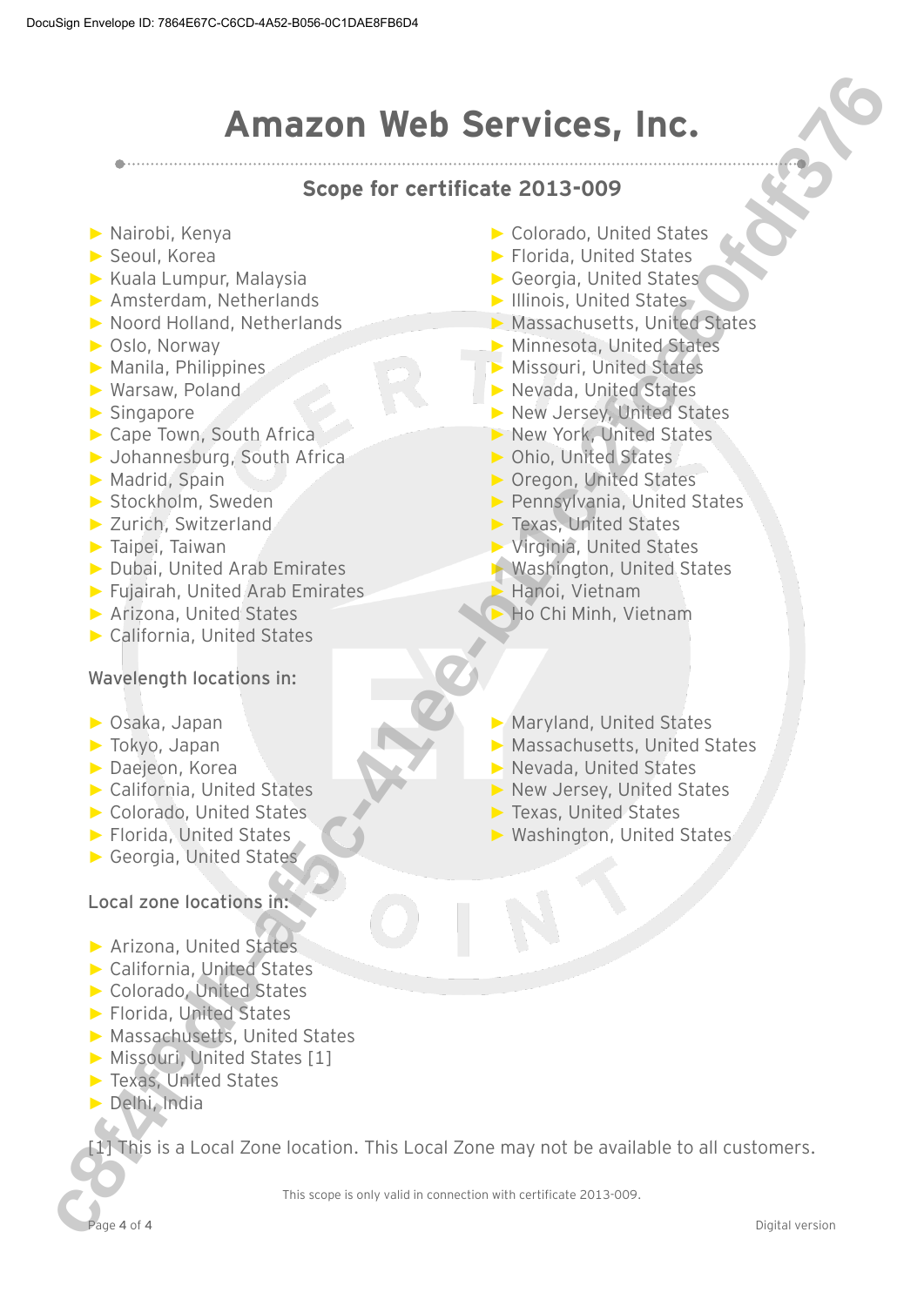# Amazon Web Services, Inc.

## Scope for certificate 2013-009

- Nairobi, Kenya
- Seoul, Korea
- Kuala Lumpur, Malaysia
- Amsterdam, Netherlands
- Noord Holland, Netherlands
- Oslo, Norway
- Manila, Philippines
- Warsaw, Poland
- Singapore
- Cape Town, South Africa
- Johannesburg, South Africa
- Madrid, Spain
- Stockholm, Sweden
- Zurich, Switzerland
- Taipei, Taiwan
- Dubai, United Arab Emirates
- Fujairah, United Arab Emirates
- Arizona, United States
- California, United States
- Colorado, United States
- Florida, United States
- Georgia, United States
- Illinois, United States
- Massachusetts, United States
- Minnesota, United States
- Missouri, United States
- Nevada, United States
- New Jersey, United States
- New York, United States
- Ohio, United States
- Oregon, United States
- Pennsylvania, United States
- Texas, United States
- Virginia, United States
- Washington, United States
- Hanoi, Vietnam
- Ho Chi Minh, Vietnam

### Wavelength locations in:

- Osaka, Japan
- Tokyo, Japan
- Daejeon, Korea
- California, United States
- Colorado, United States
- Florida, United States
- Georgia, United States
- Maryland, United States
- Massachusetts, United States
- Nevada, United States
- New Jersey, United States
- Texas, United States
- Washington, United States

### Local zone locations in:

- Arizona, United States
- California, United States
- Colorado, United States
- Florida, United States
- Massachusetts, United States
- Missouri, United States [1]
- Texas, United States
- Delhi, India

[1] This is a Local Zone location. This Local Zone may not be available to all customers.

This scope is only valid in connection with certificate 2013-009.

Digital version